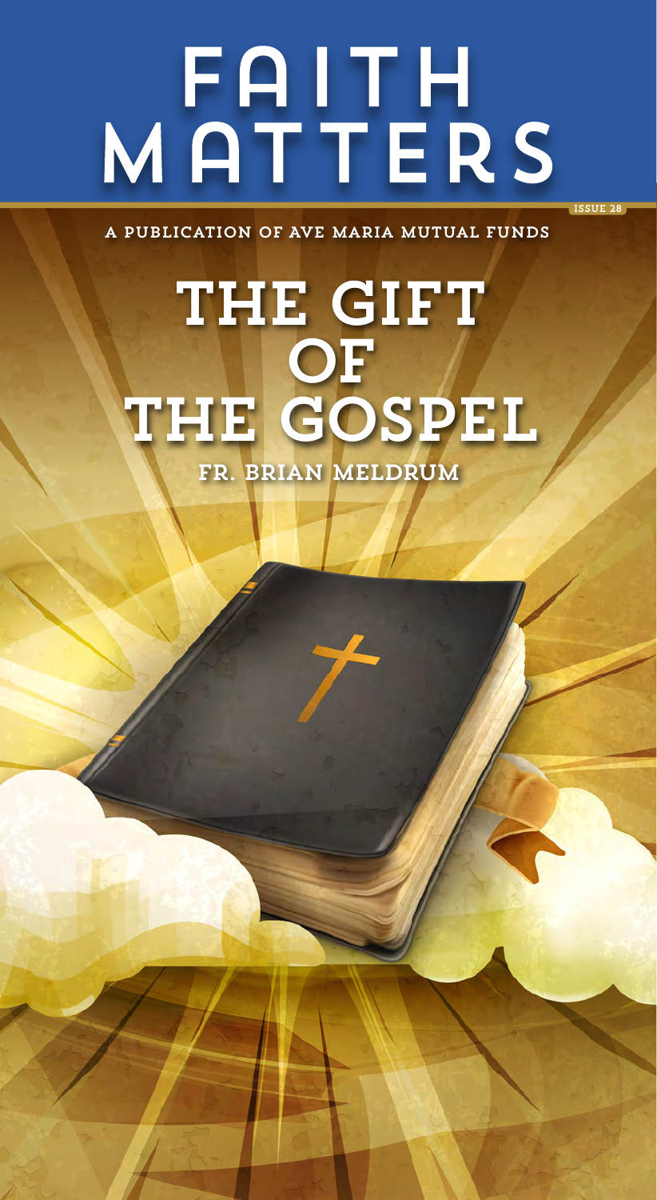# FAITH MATTERS

ISSUE 28

A PUBLICATION OF AVE MARIA MUTUAL FUNDS

## THE GIFT OF THE GOSPEL

FR. BRIAN MELDRUM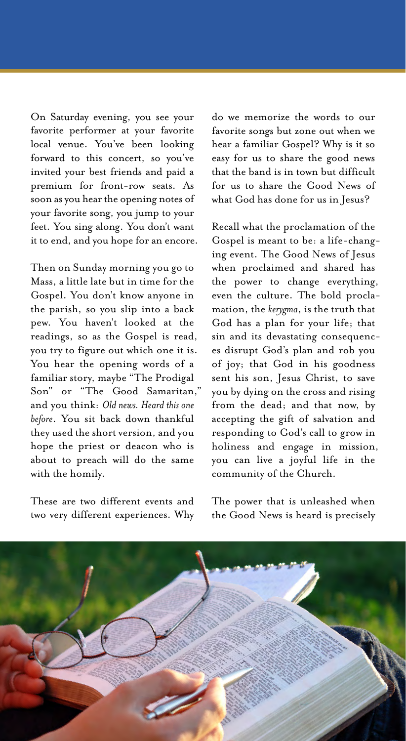On Saturday evening, you see your favorite performer at your favorite local venue. You've been looking forward to this concert, so you've invited your best friends and paid a premium for front-row seats. As soon as you hear the opening notes of your favorite song, you jump to your feet. You sing along. You don't want it to end, and you hope for an encore.

Then on Sunday morning you go to Mass, a little late but in time for the Gospel. You don't know anyone in the parish, so you slip into a back pew. You haven't looked at the readings, so as the Gospel is read, you try to figure out which one it is. You hear the opening words of a familiar story, maybe "The Prodigal Son" or "The Good Samaritan," and you think: *Old news. Heard this one before*. You sit back down thankful they used the short version, and you hope the priest or deacon who is about to preach will do the same with the homily.

These are two different events and two very different experiences. Why do we memorize the words to our favorite songs but zone out when we hear a familiar Gospel? Why is it so easy for us to share the good news that the band is in town but difficult for us to share the Good News of what God has done for us in Jesus?

Recall what the proclamation of the Gospel is meant to be: a life-changing event. The Good News of Jesus when proclaimed and shared has the power to change everything, even the culture. The bold proclamation, the *kerygma*, is the truth that God has a plan for your life; that sin and its devastating consequences disrupt God's plan and rob you of joy; that God in his goodness sent his son, Jesus Christ, to save you by dying on the cross and rising from the dead; and that now, by accepting the gift of salvation and responding to God's call to grow in holiness and engage in mission, you can live a joyful life in the community of the Church.

The power that is unleashed when the Good News is heard is precisely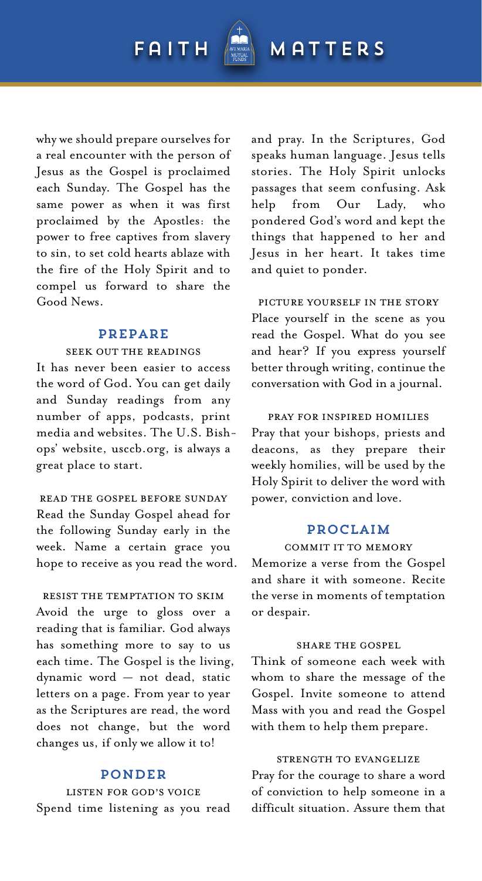why we should prepare ourselves for a real encounter with the person of Jesus as the Gospel is proclaimed each Sunday. The Gospel has the same power as when it was first proclaimed by the Apostles: the power to free captives from slavery to sin, to set cold hearts ablaze with the fire of the Holy Spirit and to compel us forward to share the Good News.

## PREPARE

### SEEK OUT THE READINGS

It has never been easier to access the word of God. You can get daily and Sunday readings from any number of apps, podcasts, print media and websites. The U.S. Bishops' website, usccb.org, is always a great place to start.

### READ THE GOSPEL BEFORE SUNDAY

Read the Sunday Gospel ahead for the following Sunday early in the week. Name a certain grace you hope to receive as you read the word.

### RESIST THE TEMPTATION TO SKIM

Avoid the urge to gloss over a reading that is familiar. God always has something more to say to us each time. The Gospel is the living, dynamic word — not dead, static letters on a page. From year to year as the Scriptures are read, the word does not change, but the word changes us, if only we allow it to!

## PONDER

### LISTEN FOR GOD'S VOICE

Spend time listening as you read and pray. In the Scriptures, God speaks human language. Jesus tells stories. The Holy Spirit unlocks passages that seem confusing. Ask help from Our Lady, who pondered God's word and kept the things that happened to her and Jesus in her heart. It takes time and quiet to ponder.

### PICTURE YOURSELF IN THE STORY

Place yourself in the scene as you read the Gospel. What do you see and hear? If you express yourself better through writing, continue the conversation with God in a journal.

### PRAY FOR INSPIRED HOMILIES

Pray that your bishops, priests and deacons, as they prepare their weekly homilies, will be used by the Holy Spirit to deliver the word with power, conviction and love.

## PROCLAIM

### COMMIT IT TO MEMORY

Memorize a verse from the Gospel and share it with someone. Recite the verse in moments of temptation or despair.

### SHARE THE GOSPEL

Think of someone each week with whom to share the message of the Gospel. Invite someone to attend Mass with you and read the Gospel with them to help them prepare.

### STRENGTH TO EVANGELIZE

Pray for the courage to share a word of conviction to help someone in a difficult situation. Assure them that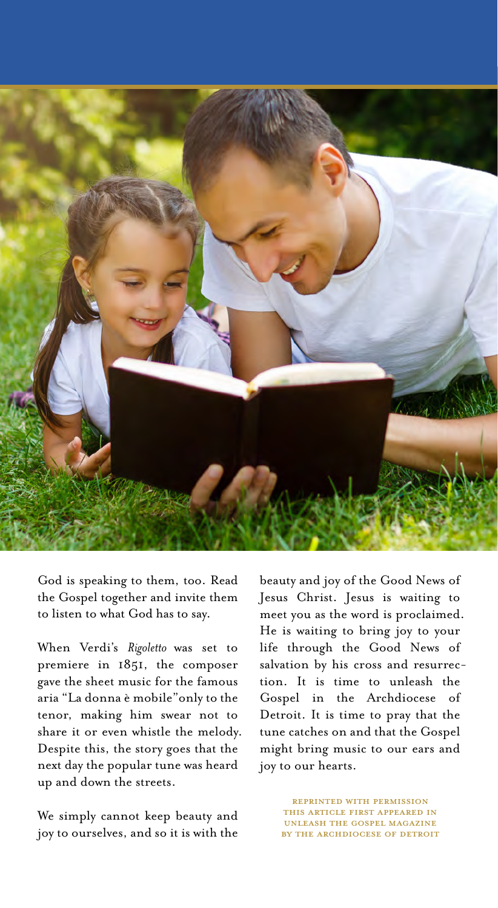God is speaking to them, too. Read the Gospel together and invite them to listen to what God has to say.

When Verdi's *Rigoletto* was set to premiere in 1851, the composer gave the sheet music for the famous aria "La donna è mobile" only to the tenor, making him swear not to share it or even whistle the melody. Despite this, the story goes that the next day the popular tune was heard up and down the streets.

We simply cannot keep beauty and joy to ourselves, and so it is with the beauty and joy of the Good News of Jesus Christ. Jesus is waiting to meet you as the word is proclaimed. He is waiting to bring joy to your life through the Good News of salvation by his cross and resurrection. It is time to unleash the Gospel in the Archdiocese of Detroit. It is time to pray that the tune catches on and that the Gospel might bring music to our ears and joy to our hearts.

REPRINTED WITH PERMISSION
THIS ARTICLE FIRST APPEARED IN
UNLEASH THE GOSPEL MAGAZINE
BY THE ARCHDIOCESE OF DETROIT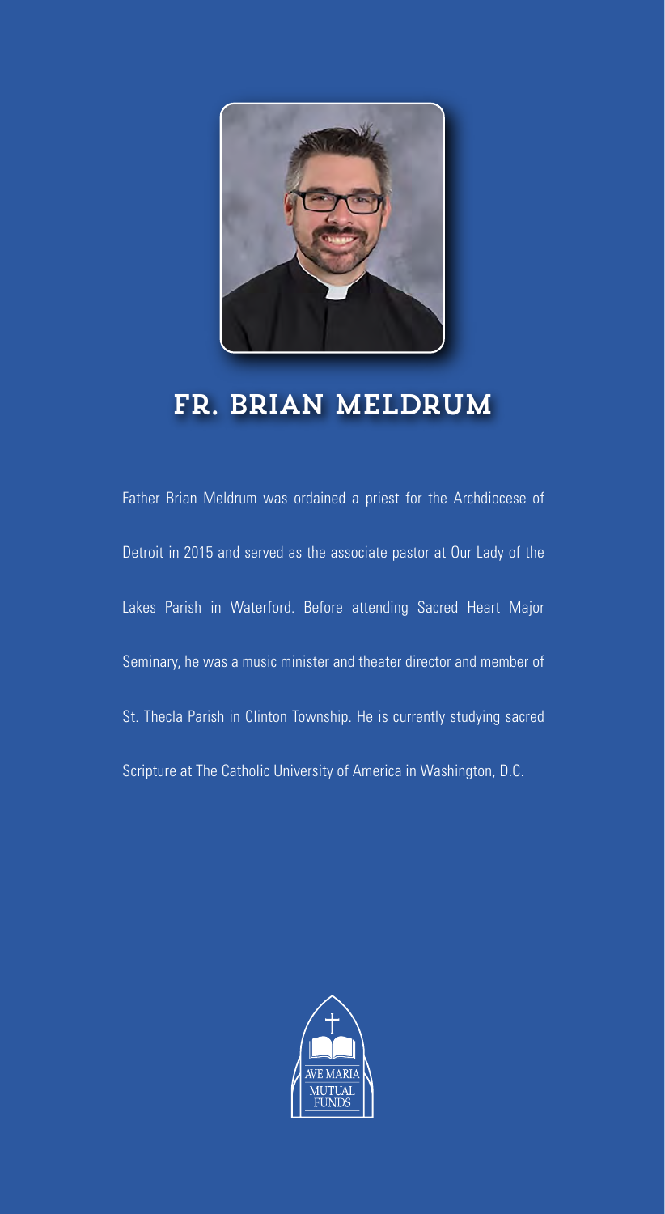# FR. BRIAN MELDRUM

Father Brian Meldrum was ordained a priest for the Archdiocese of Detroit in 2015 and served as the associate pastor at Our Lady of the Lakes Parish in Waterford. Before attending Sacred Heart Major Seminary, he was a music minister and theater director and member of St. Thecla Parish in Clinton Township. He is currently studying sacred Scripture at The Catholic University of America in Washington, D.C.

AVE MARIA MUTUAL FUNDS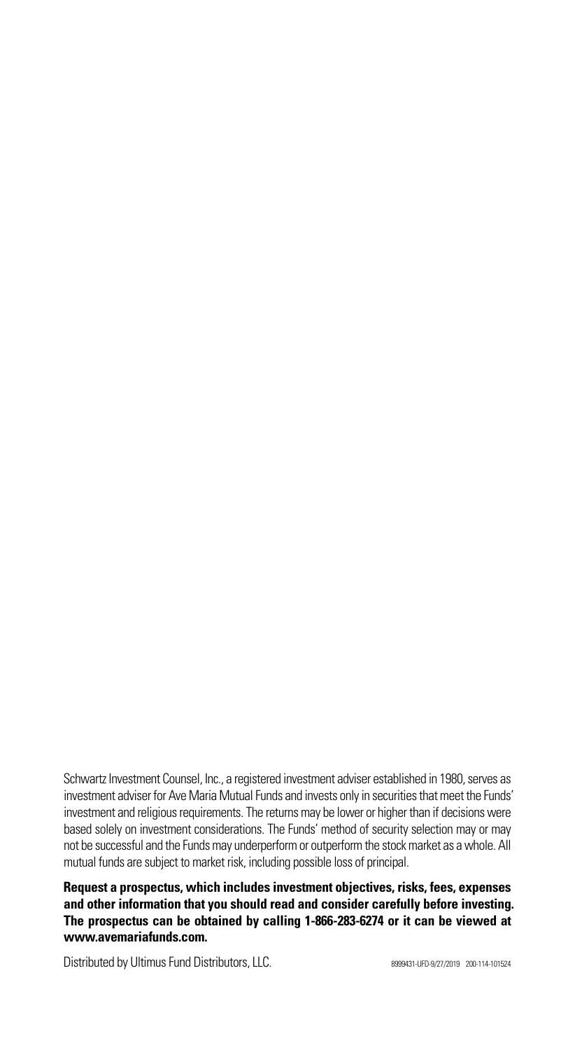Schwartz Investment Counsel, Inc., a registered investment adviser established in 1980, serves as investment adviser for Ave Maria Mutual Funds and invests only in securities that meet the Funds' investment and religious requirements. The returns may be lower or higher than if decisions were based solely on investment considerations. The Funds' method of security selection may or may not be successful and the Funds may underperform or outperform the stock market as a whole. All mutual funds are subject to market risk, including possible loss of principal.

**Request a prospectus, which includes investment objectives, risks, fees, expenses and other information that you should read and consider carefully before investing. The prospectus can be obtained by calling 1-866-283-6274 or it can be viewed at www.avemariafunds.com.**

Distributed by Ultimus Fund Distributors, LLC.

8999431-UFD-9/27/2019 200-114-101524